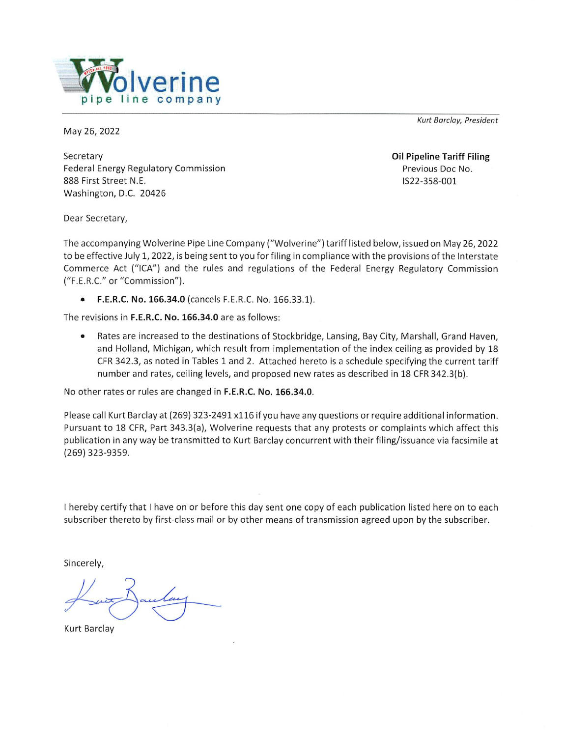**Wolverine**
pipe line company

*Kurt Barclay, President*

May 26, 2022

Secretary
Federal Energy Regulatory Commission
888 First Street N.E.
Washington, D.C. 20426

**Oil Pipeline Tariff Filing**
Previous Doc No.
IS22-358-001

Dear Secretary,

The accompanying Wolverine Pipe Line Company ("Wolverine") tariff listed below, issued on May 26, 2022 to be effective July 1, 2022, is being sent to you for filing in compliance with the provisions of the Interstate Commerce Act ("ICA") and the rules and regulations of the Federal Energy Regulatory Commission ("F.E.R.C." or "Commission").

- **F.E.R.C. No. 166.34.0** (cancels F.E.R.C. No. 166.33.1).

The revisions in **F.E.R.C. No. 166.34.0** are as follows:

- Rates are increased to the destinations of Stockbridge, Lansing, Bay City, Marshall, Grand Haven, and Holland, Michigan, which result from implementation of the index ceiling as provided by 18 CFR 342.3, as noted in Tables 1 and 2. Attached hereto is a schedule specifying the current tariff number and rates, ceiling levels, and proposed new rates as described in 18 CFR 342.3(b).

No other rates or rules are changed in **F.E.R.C. No. 166.34.0**.

Please call Kurt Barclay at (269) 323-2491 x116 if you have any questions or require additional information. Pursuant to 18 CFR, Part 343.3(a), Wolverine requests that any protests or complaints which affect this publication in any way be transmitted to Kurt Barclay concurrent with their filing/issuance via facsimile at (269) 323-9359.

I hereby certify that I have on or before this day sent one copy of each publication listed here on to each subscriber thereto by first-class mail or by other means of transmission agreed upon by the subscriber.

Sincerely,

Kurt Barclay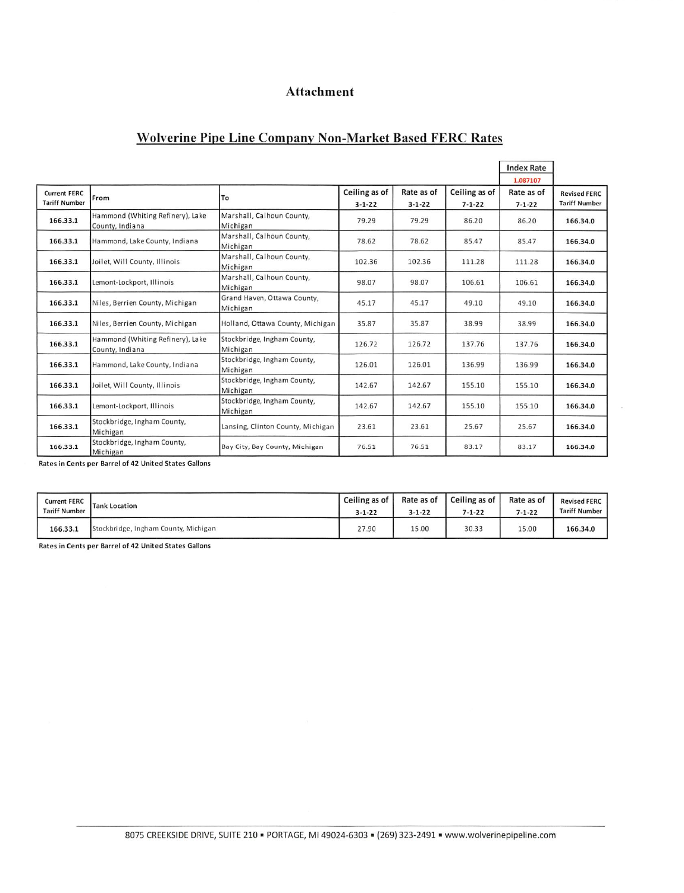# Attachment

## Wolverine Pipe Line Company Non-Market Based FERC Rates

| | | | | | | Index Rate 1.087107 | |
|---|---|---|---|---|---|---|---|
| Current FERC Tariff Number | From | To | Ceiling as of 3-1-22 | Rate as of 3-1-22 | Ceiling as of 7-1-22 | Rate as of 7-1-22 | Revised FERC Tariff Number |
| 166.33.1 | Hammond (Whiting Refinery), Lake County, Indiana | Marshall, Calhoun County, Michigan | 79.29 | 79.29 | 86.20 | 86.20 | 166.34.0 |
| 166.33.1 | Hammond, Lake County, Indiana | Marshall, Calhoun County, Michigan | 78.62 | 78.62 | 85.47 | 85.47 | 166.34.0 |
| 166.33.1 | Joilet, Will County, Illinois | Marshall, Calhoun County, Michigan | 102.36 | 102.36 | 111.28 | 111.28 | 166.34.0 |
| 166.33.1 | Lemont-Lockport, Illinois | Marshall, Calhoun County, Michigan | 98.07 | 98.07 | 106.61 | 106.61 | 166.34.0 |
| 166.33.1 | Niles, Berrien County, Michigan | Grand Haven, Ottawa County, Michigan | 45.17 | 45.17 | 49.10 | 49.10 | 166.34.0 |
| 166.33.1 | Niles, Berrien County, Michigan | Holland, Ottawa County, Michigan | 35.87 | 35.87 | 38.99 | 38.99 | 166.34.0 |
| 166.33.1 | Hammond (Whiting Refinery), Lake County, Indiana | Stockbridge, Ingham County, Michigan | 126.72 | 126.72 | 137.76 | 137.76 | 166.34.0 |
| 166.33.1 | Hammond, Lake County, Indiana | Stockbridge, Ingham County, Michigan | 126.01 | 126.01 | 136.99 | 136.99 | 166.34.0 |
| 166.33.1 | Joilet, Will County, Illinois | Stockbridge, Ingham County, Michigan | 142.67 | 142.67 | 155.10 | 155.10 | 166.34.0 |
| 166.33.1 | Lemont-Lockport, Illinois | Stockbridge, Ingham County, Michigan | 142.67 | 142.67 | 155.10 | 155.10 | 166.34.0 |
| 166.33.1 | Stockbridge, Ingham County, Michigan | Lansing, Clinton County, Michigan | 23.61 | 23.61 | 25.67 | 25.67 | 166.34.0 |
| 166.33.1 | Stockbridge, Ingham County, Michigan | Bay City, Bay County, Michigan | 76.51 | 76.51 | 83.17 | 83.17 | 166.34.0 |

**Rates in Cents per Barrel of 42 United States Gallons**

| Current FERC Tariff Number | Tank Location | Ceiling as of 3-1-22 | Rate as of 3-1-22 | Ceiling as of 7-1-22 | Rate as of 7-1-22 | Revised FERC Tariff Number |
|---|---|---|---|---|---|---|
| 166.33.1 | Stockbridge, Ingham County, Michigan | 27.90 | 15.00 | 30.33 | 15.00 | 166.34.0 |

**Rates in Cents per Barrel of 42 United States Gallons**

8075 CREEKSIDE DRIVE, SUITE 210 ▪ PORTAGE, MI 49024-6303 ▪ (269) 323-2491 ▪ www.wolverinepipeline.com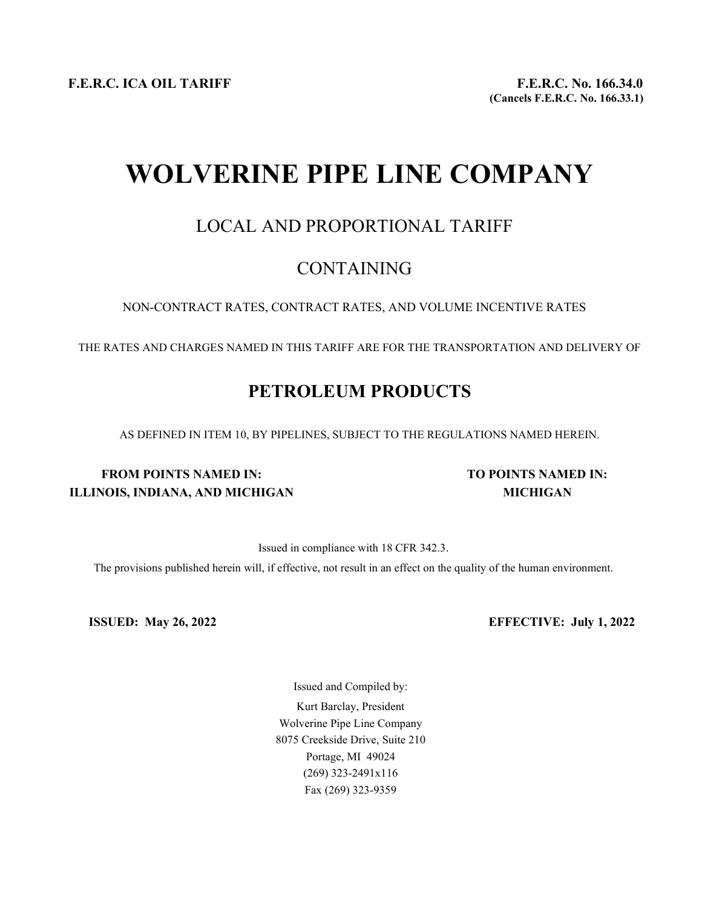**F.E.R.C. ICA OIL TARIFF**

**F.E.R.C. No. 166.34.0**
**(Cancels F.E.R.C. No. 166.33.1)**

# WOLVERINE PIPE LINE COMPANY

## LOCAL AND PROPORTIONAL TARIFF

## CONTAINING

NON-CONTRACT RATES, CONTRACT RATES, AND VOLUME INCENTIVE RATES

THE RATES AND CHARGES NAMED IN THIS TARIFF ARE FOR THE TRANSPORTATION AND DELIVERY OF

## PETROLEUM PRODUCTS

AS DEFINED IN ITEM 10, BY PIPELINES, SUBJECT TO THE REGULATIONS NAMED HEREIN.

**FROM POINTS NAMED IN:**
**ILLINOIS, INDIANA, AND MICHIGAN**

**TO POINTS NAMED IN:**
**MICHIGAN**

Issued in compliance with 18 CFR 342.3.

The provisions published herein will, if effective, not result in an effect on the quality of the human environment.

**ISSUED: May 26, 2022**

**EFFECTIVE: July 1, 2022**

Issued and Compiled by:
Kurt Barclay, President
Wolverine Pipe Line Company
8075 Creekside Drive, Suite 210
Portage, MI 49024
(269) 323-2491x116
Fax (269) 323-9359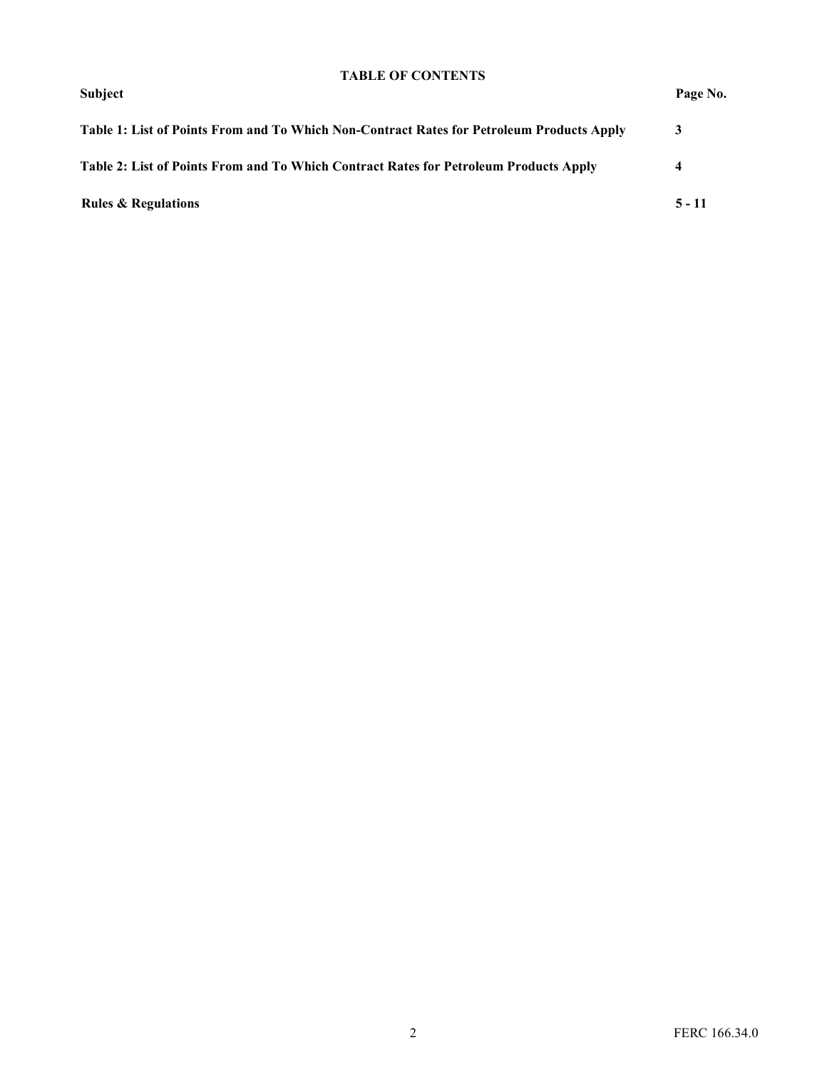## TABLE OF CONTENTS

| Subject | Page No. |
|---|---|
| **Table 1: List of Points From and To Which Non-Contract Rates for Petroleum Products Apply** | **3** |
| **Table 2: List of Points From and To Which Contract Rates for Petroleum Products Apply** | **4** |
| **Rules & Regulations** | **5 - 11** |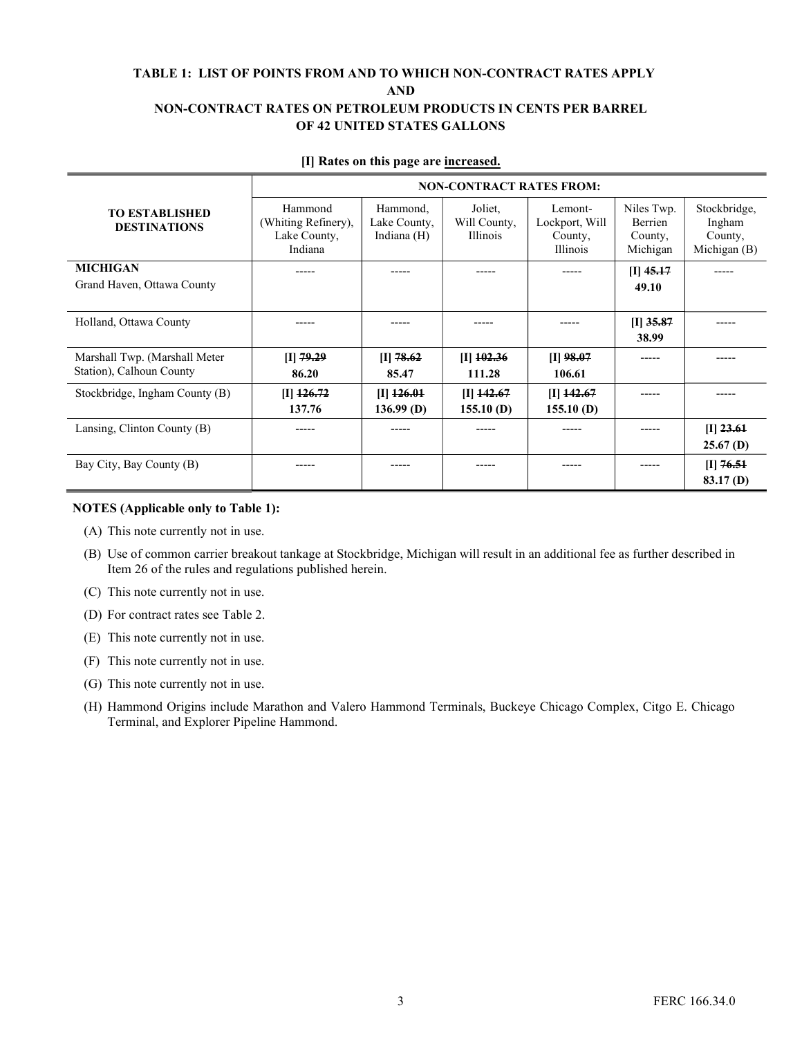**TABLE 1: LIST OF POINTS FROM AND TO WHICH NON-CONTRACT RATES APPLY**
**AND**
**NON-CONTRACT RATES ON PETROLEUM PRODUCTS IN CENTS PER BARREL**
**OF 42 UNITED STATES GALLONS**

**[I] Rates on this page are increased.**

| TO ESTABLISHED DESTINATIONS | NON-CONTRACT RATES FROM: | | | | | |
|---|---|---|---|---|---|---|
| | Hammond (Whiting Refinery), Lake County, Indiana | Hammond, Lake County, Indiana (H) | Joliet, Will County, Illinois | Lemont-Lockport, Will County, Illinois | Niles Twp. Berrien County, Michigan | Stockbridge, Ingham County, Michigan (B) |
| **MICHIGAN** Grand Haven, Ottawa County | ----- | ----- | ----- | ----- | [I] ~~45.17~~ 49.10 | ----- |
| Holland, Ottawa County | ----- | ----- | ----- | ----- | [I] ~~35.87~~ 38.99 | ----- |
| Marshall Twp. (Marshall Meter Station), Calhoun County | [I] ~~79.29~~ 86.20 | [I] ~~78.62~~ 85.47 | [I] ~~102.36~~ 111.28 | [I] ~~98.07~~ 106.61 | ----- | ----- |
| Stockbridge, Ingham County (B) | [I] ~~126.72~~ 137.76 | [I] ~~126.01~~ 136.99 (D) | [I] ~~142.67~~ 155.10 (D) | [I] ~~142.67~~ 155.10 (D) | ----- | ----- |
| Lansing, Clinton County (B) | ----- | ----- | ----- | ----- | ----- | [I] ~~23.61~~ 25.67 (D) |
| Bay City, Bay County (B) | ----- | ----- | ----- | ----- | ----- | [I] ~~76.51~~ 83.17 (D) |

**NOTES (Applicable only to Table 1):**

(A) This note currently not in use.

(B) Use of common carrier breakout tankage at Stockbridge, Michigan will result in an additional fee as further described in Item 26 of the rules and regulations published herein.

(C) This note currently not in use.

(D) For contract rates see Table 2.

(E) This note currently not in use.

(F) This note currently not in use.

(G) This note currently not in use.

(H) Hammond Origins include Marathon and Valero Hammond Terminals, Buckeye Chicago Complex, Citgo E. Chicago Terminal, and Explorer Pipeline Hammond.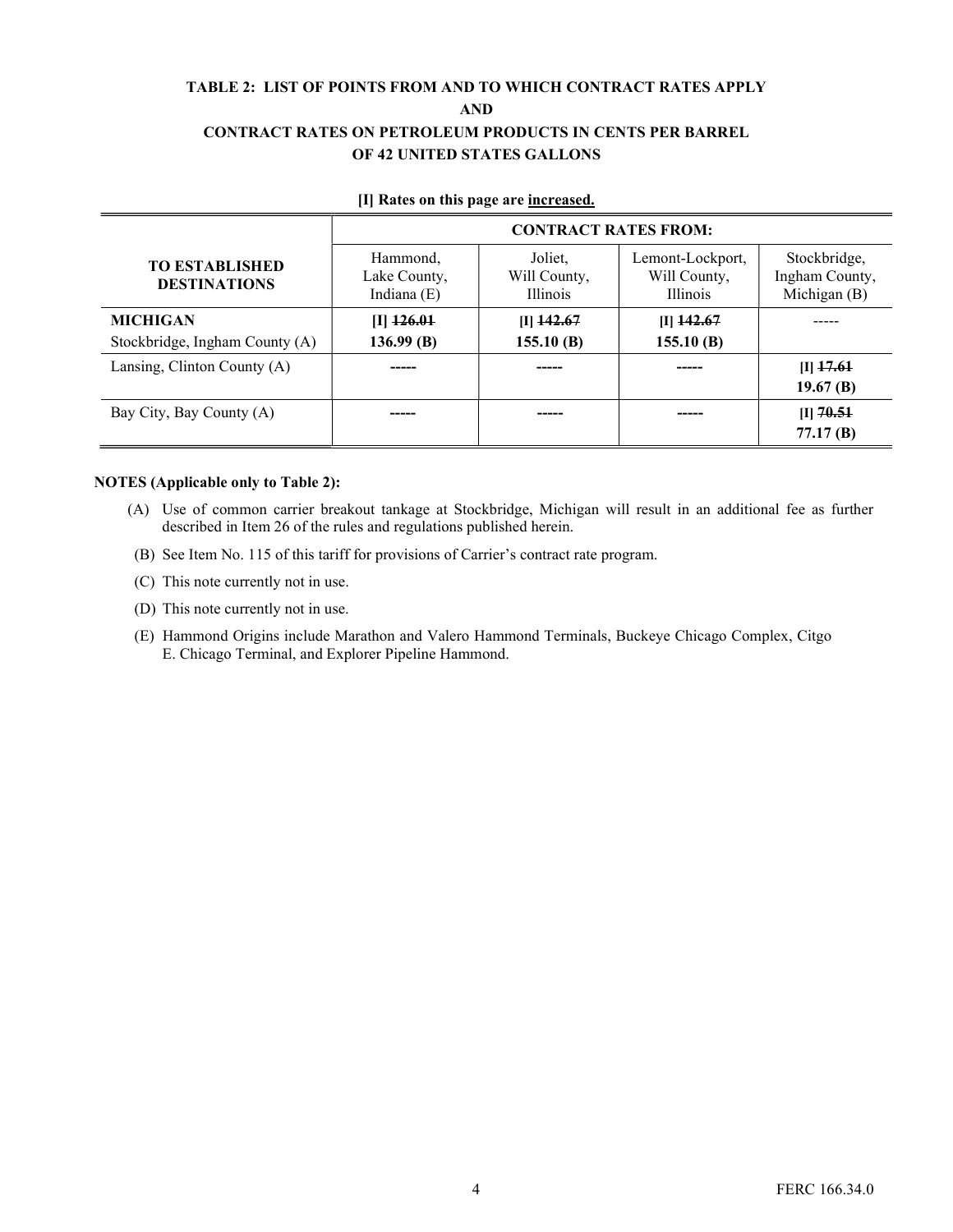**TABLE 2: LIST OF POINTS FROM AND TO WHICH CONTRACT RATES APPLY**
**AND**
**CONTRACT RATES ON PETROLEUM PRODUCTS IN CENTS PER BARREL OF 42 UNITED STATES GALLONS**

**[I] Rates on this page are increased.**

| TO ESTABLISHED DESTINATIONS | CONTRACT RATES FROM: | | | |
|---|---|---|---|---|
| | Hammond, Lake County, Indiana (E) | Joliet, Will County, Illinois | Lemont-Lockport, Will County, Illinois | Stockbridge, Ingham County, Michigan (B) |
| **MICHIGAN** Stockbridge, Ingham County (A) | **[I] ~~126.01~~ 136.99 (B)** | **[I] ~~142.67~~ 155.10 (B)** | **[I] ~~142.67~~ 155.10 (B)** | ----- |
| Lansing, Clinton County (A) | ----- | ----- | ----- | **[I] ~~17.61~~ 19.67 (B)** |
| Bay City, Bay County (A) | ----- | ----- | ----- | **[I] ~~70.51~~ 77.17 (B)** |

**NOTES (Applicable only to Table 2):**

(A) Use of common carrier breakout tankage at Stockbridge, Michigan will result in an additional fee as further described in Item 26 of the rules and regulations published herein.

(B) See Item No. 115 of this tariff for provisions of Carrier's contract rate program.

(C) This note currently not in use.

(D) This note currently not in use.

(E) Hammond Origins include Marathon and Valero Hammond Terminals, Buckeye Chicago Complex, Citgo E. Chicago Terminal, and Explorer Pipeline Hammond.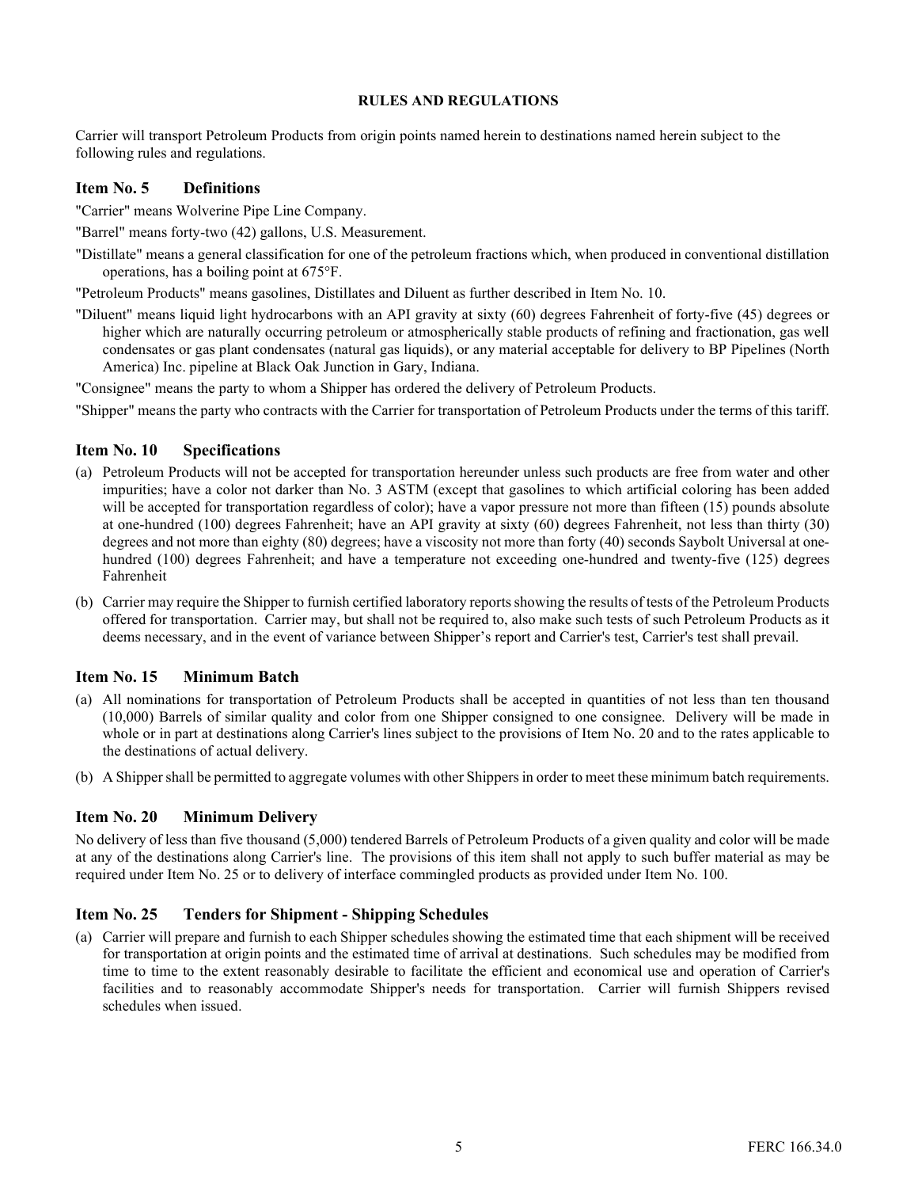## RULES AND REGULATIONS

Carrier will transport Petroleum Products from origin points named herein to destinations named herein subject to the following rules and regulations.

### Item No. 5 Definitions

"Carrier" means Wolverine Pipe Line Company.

"Barrel" means forty-two (42) gallons, U.S. Measurement.

"Distillate" means a general classification for one of the petroleum fractions which, when produced in conventional distillation operations, has a boiling point at 675°F.

"Petroleum Products" means gasolines, Distillates and Diluent as further described in Item No. 10.

"Diluent" means liquid light hydrocarbons with an API gravity at sixty (60) degrees Fahrenheit of forty-five (45) degrees or higher which are naturally occurring petroleum or atmospherically stable products of refining and fractionation, gas well condensates or gas plant condensates (natural gas liquids), or any material acceptable for delivery to BP Pipelines (North America) Inc. pipeline at Black Oak Junction in Gary, Indiana.

"Consignee" means the party to whom a Shipper has ordered the delivery of Petroleum Products.

"Shipper" means the party who contracts with the Carrier for transportation of Petroleum Products under the terms of this tariff.

### Item No. 10 Specifications

(a) Petroleum Products will not be accepted for transportation hereunder unless such products are free from water and other impurities; have a color not darker than No. 3 ASTM (except that gasolines to which artificial coloring has been added will be accepted for transportation regardless of color); have a vapor pressure not more than fifteen (15) pounds absolute at one-hundred (100) degrees Fahrenheit; have an API gravity at sixty (60) degrees Fahrenheit, not less than thirty (30) degrees and not more than eighty (80) degrees; have a viscosity not more than forty (40) seconds Saybolt Universal at one-hundred (100) degrees Fahrenheit; and have a temperature not exceeding one-hundred and twenty-five (125) degrees Fahrenheit

(b) Carrier may require the Shipper to furnish certified laboratory reports showing the results of tests of the Petroleum Products offered for transportation. Carrier may, but shall not be required to, also make such tests of such Petroleum Products as it deems necessary, and in the event of variance between Shipper's report and Carrier's test, Carrier's test shall prevail.

### Item No. 15 Minimum Batch

(a) All nominations for transportation of Petroleum Products shall be accepted in quantities of not less than ten thousand (10,000) Barrels of similar quality and color from one Shipper consigned to one consignee. Delivery will be made in whole or in part at destinations along Carrier's lines subject to the provisions of Item No. 20 and to the rates applicable to the destinations of actual delivery.

(b) A Shipper shall be permitted to aggregate volumes with other Shippers in order to meet these minimum batch requirements.

### Item No. 20 Minimum Delivery

No delivery of less than five thousand (5,000) tendered Barrels of Petroleum Products of a given quality and color will be made at any of the destinations along Carrier's line. The provisions of this item shall not apply to such buffer material as may be required under Item No. 25 or to delivery of interface commingled products as provided under Item No. 100.

### Item No. 25 Tenders for Shipment - Shipping Schedules

(a) Carrier will prepare and furnish to each Shipper schedules showing the estimated time that each shipment will be received for transportation at origin points and the estimated time of arrival at destinations. Such schedules may be modified from time to time to the extent reasonably desirable to facilitate the efficient and economical use and operation of Carrier's facilities and to reasonably accommodate Shipper's needs for transportation. Carrier will furnish Shippers revised schedules when issued.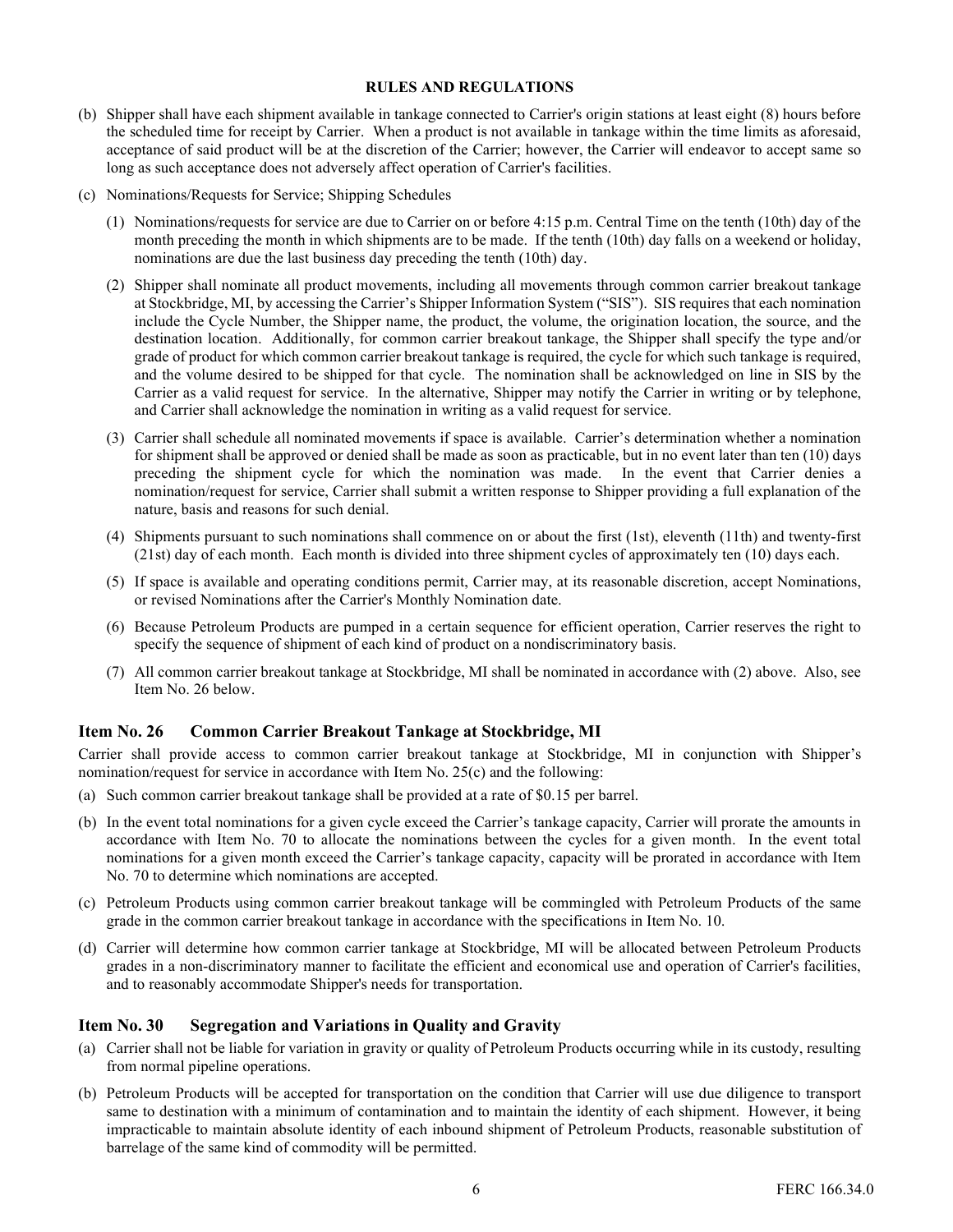**RULES AND REGULATIONS**

(b) Shipper shall have each shipment available in tankage connected to Carrier's origin stations at least eight (8) hours before the scheduled time for receipt by Carrier. When a product is not available in tankage within the time limits as aforesaid, acceptance of said product will be at the discretion of the Carrier; however, the Carrier will endeavor to accept same so long as such acceptance does not adversely affect operation of Carrier's facilities.

(c) Nominations/Requests for Service; Shipping Schedules

(1) Nominations/requests for service are due to Carrier on or before 4:15 p.m. Central Time on the tenth (10th) day of the month preceding the month in which shipments are to be made. If the tenth (10th) day falls on a weekend or holiday, nominations are due the last business day preceding the tenth (10th) day.

(2) Shipper shall nominate all product movements, including all movements through common carrier breakout tankage at Stockbridge, MI, by accessing the Carrier's Shipper Information System ("SIS"). SIS requires that each nomination include the Cycle Number, the Shipper name, the product, the volume, the origination location, the source, and the destination location. Additionally, for common carrier breakout tankage, the Shipper shall specify the type and/or grade of product for which common carrier breakout tankage is required, the cycle for which such tankage is required, and the volume desired to be shipped for that cycle. The nomination shall be acknowledged on line in SIS by the Carrier as a valid request for service. In the alternative, Shipper may notify the Carrier in writing or by telephone, and Carrier shall acknowledge the nomination in writing as a valid request for service.

(3) Carrier shall schedule all nominated movements if space is available. Carrier's determination whether a nomination for shipment shall be approved or denied shall be made as soon as practicable, but in no event later than ten (10) days preceding the shipment cycle for which the nomination was made. In the event that Carrier denies a nomination/request for service, Carrier shall submit a written response to Shipper providing a full explanation of the nature, basis and reasons for such denial.

(4) Shipments pursuant to such nominations shall commence on or about the first (1st), eleventh (11th) and twenty-first (21st) day of each month. Each month is divided into three shipment cycles of approximately ten (10) days each.

(5) If space is available and operating conditions permit, Carrier may, at its reasonable discretion, accept Nominations, or revised Nominations after the Carrier's Monthly Nomination date.

(6) Because Petroleum Products are pumped in a certain sequence for efficient operation, Carrier reserves the right to specify the sequence of shipment of each kind of product on a nondiscriminatory basis.

(7) All common carrier breakout tankage at Stockbridge, MI shall be nominated in accordance with (2) above. Also, see Item No. 26 below.

## Item No. 26 Common Carrier Breakout Tankage at Stockbridge, MI

Carrier shall provide access to common carrier breakout tankage at Stockbridge, MI in conjunction with Shipper's nomination/request for service in accordance with Item No. 25(c) and the following:

(a) Such common carrier breakout tankage shall be provided at a rate of $0.15 per barrel.

(b) In the event total nominations for a given cycle exceed the Carrier's tankage capacity, Carrier will prorate the amounts in accordance with Item No. 70 to allocate the nominations between the cycles for a given month. In the event total nominations for a given month exceed the Carrier's tankage capacity, capacity will be prorated in accordance with Item No. 70 to determine which nominations are accepted.

(c) Petroleum Products using common carrier breakout tankage will be commingled with Petroleum Products of the same grade in the common carrier breakout tankage in accordance with the specifications in Item No. 10.

(d) Carrier will determine how common carrier tankage at Stockbridge, MI will be allocated between Petroleum Products grades in a non-discriminatory manner to facilitate the efficient and economical use and operation of Carrier's facilities, and to reasonably accommodate Shipper's needs for transportation.

## Item No. 30 Segregation and Variations in Quality and Gravity

(a) Carrier shall not be liable for variation in gravity or quality of Petroleum Products occurring while in its custody, resulting from normal pipeline operations.

(b) Petroleum Products will be accepted for transportation on the condition that Carrier will use due diligence to transport same to destination with a minimum of contamination and to maintain the identity of each shipment. However, it being impracticable to maintain absolute identity of each inbound shipment of Petroleum Products, reasonable substitution of barrelage of the same kind of commodity will be permitted.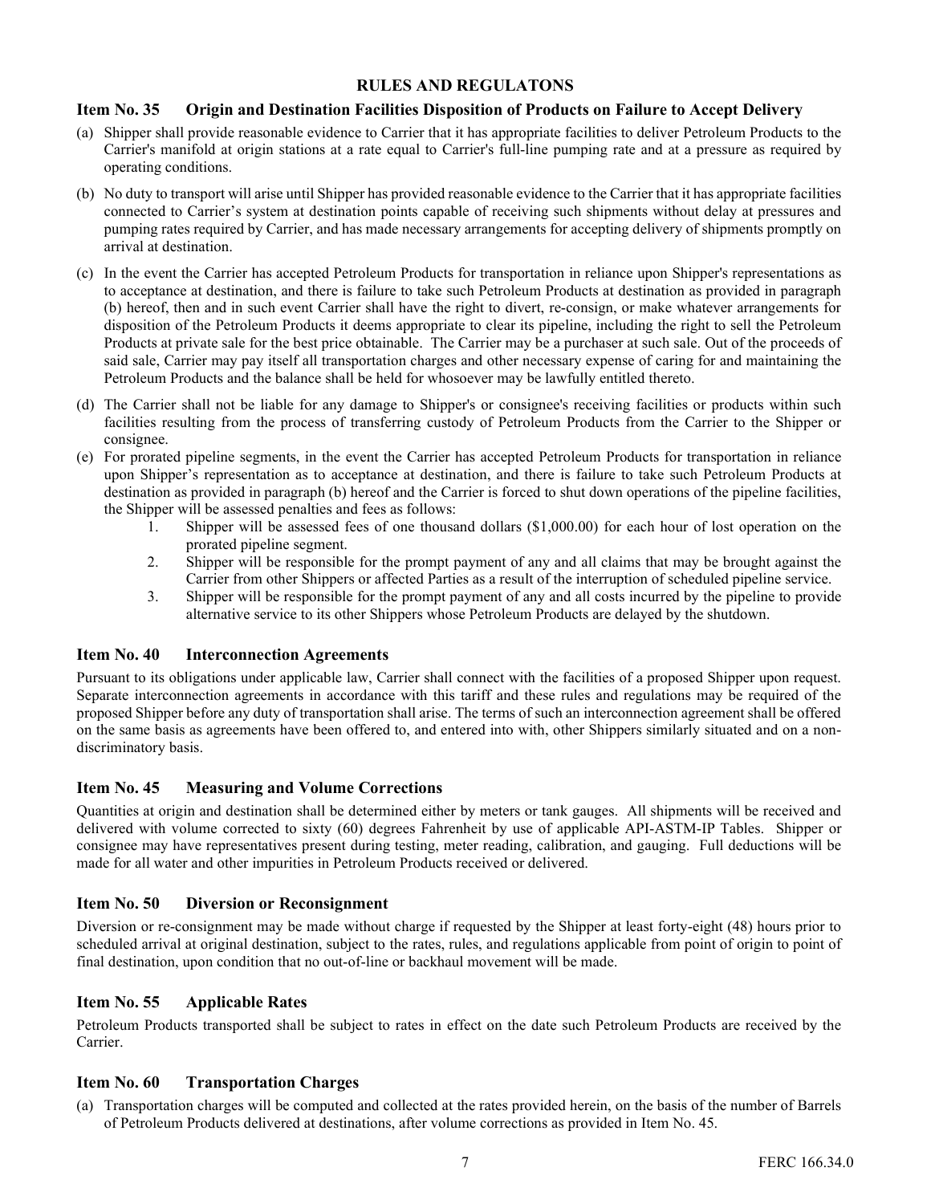## RULES AND REGULATONS

### Item No. 35 Origin and Destination Facilities Disposition of Products on Failure to Accept Delivery

(a) Shipper shall provide reasonable evidence to Carrier that it has appropriate facilities to deliver Petroleum Products to the Carrier's manifold at origin stations at a rate equal to Carrier's full-line pumping rate and at a pressure as required by operating conditions.

(b) No duty to transport will arise until Shipper has provided reasonable evidence to the Carrier that it has appropriate facilities connected to Carrier's system at destination points capable of receiving such shipments without delay at pressures and pumping rates required by Carrier, and has made necessary arrangements for accepting delivery of shipments promptly on arrival at destination.

(c) In the event the Carrier has accepted Petroleum Products for transportation in reliance upon Shipper's representations as to acceptance at destination, and there is failure to take such Petroleum Products at destination as provided in paragraph (b) hereof, then and in such event Carrier shall have the right to divert, re-consign, or make whatever arrangements for disposition of the Petroleum Products it deems appropriate to clear its pipeline, including the right to sell the Petroleum Products at private sale for the best price obtainable. The Carrier may be a purchaser at such sale. Out of the proceeds of said sale, Carrier may pay itself all transportation charges and other necessary expense of caring for and maintaining the Petroleum Products and the balance shall be held for whosoever may be lawfully entitled thereto.

(d) The Carrier shall not be liable for any damage to Shipper's or consignee's receiving facilities or products within such facilities resulting from the process of transferring custody of Petroleum Products from the Carrier to the Shipper or consignee.

(e) For prorated pipeline segments, in the event the Carrier has accepted Petroleum Products for transportation in reliance upon Shipper's representation as to acceptance at destination, and there is failure to take such Petroleum Products at destination as provided in paragraph (b) hereof and the Carrier is forced to shut down operations of the pipeline facilities, the Shipper will be assessed penalties and fees as follows:
   1. Shipper will be assessed fees of one thousand dollars ($1,000.00) for each hour of lost operation on the prorated pipeline segment.
   2. Shipper will be responsible for the prompt payment of any and all claims that may be brought against the Carrier from other Shippers or affected Parties as a result of the interruption of scheduled pipeline service.
   3. Shipper will be responsible for the prompt payment of any and all costs incurred by the pipeline to provide alternative service to its other Shippers whose Petroleum Products are delayed by the shutdown.

### Item No. 40 Interconnection Agreements

Pursuant to its obligations under applicable law, Carrier shall connect with the facilities of a proposed Shipper upon request. Separate interconnection agreements in accordance with this tariff and these rules and regulations may be required of the proposed Shipper before any duty of transportation shall arise. The terms of such an interconnection agreement shall be offered on the same basis as agreements have been offered to, and entered into with, other Shippers similarly situated and on a non-discriminatory basis.

### Item No. 45 Measuring and Volume Corrections

Quantities at origin and destination shall be determined either by meters or tank gauges. All shipments will be received and delivered with volume corrected to sixty (60) degrees Fahrenheit by use of applicable API-ASTM-IP Tables. Shipper or consignee may have representatives present during testing, meter reading, calibration, and gauging. Full deductions will be made for all water and other impurities in Petroleum Products received or delivered.

### Item No. 50 Diversion or Reconsignment

Diversion or re-consignment may be made without charge if requested by the Shipper at least forty-eight (48) hours prior to scheduled arrival at original destination, subject to the rates, rules, and regulations applicable from point of origin to point of final destination, upon condition that no out-of-line or backhaul movement will be made.

### Item No. 55 Applicable Rates

Petroleum Products transported shall be subject to rates in effect on the date such Petroleum Products are received by the Carrier.

### Item No. 60 Transportation Charges

(a) Transportation charges will be computed and collected at the rates provided herein, on the basis of the number of Barrels of Petroleum Products delivered at destinations, after volume corrections as provided in Item No. 45.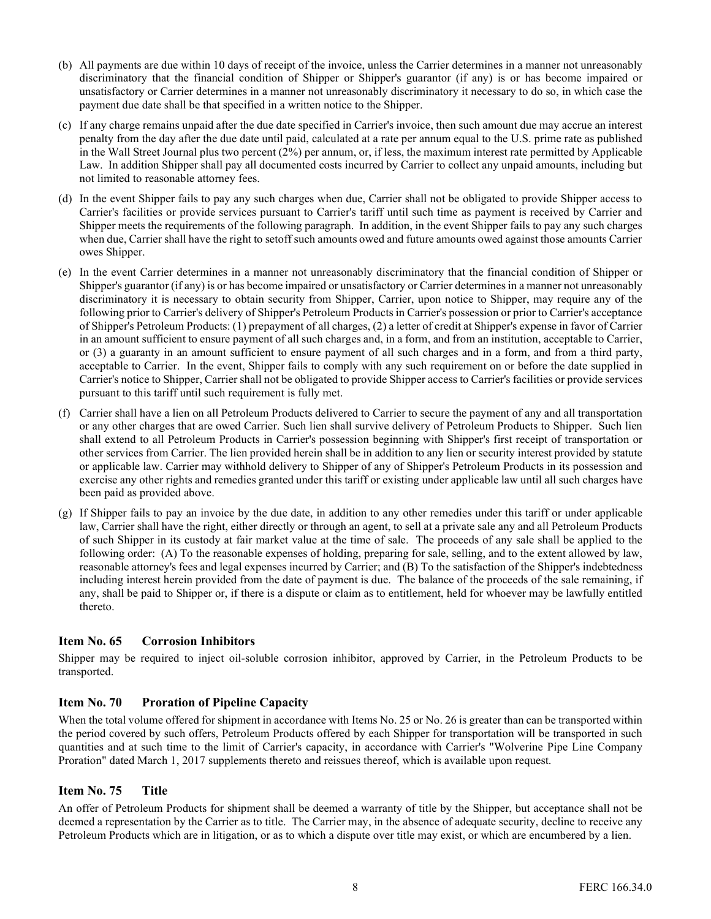(b) All payments are due within 10 days of receipt of the invoice, unless the Carrier determines in a manner not unreasonably discriminatory that the financial condition of Shipper or Shipper's guarantor (if any) is or has become impaired or unsatisfactory or Carrier determines in a manner not unreasonably discriminatory it necessary to do so, in which case the payment due date shall be that specified in a written notice to the Shipper.

(c) If any charge remains unpaid after the due date specified in Carrier's invoice, then such amount due may accrue an interest penalty from the day after the due date until paid, calculated at a rate per annum equal to the U.S. prime rate as published in the Wall Street Journal plus two percent (2%) per annum, or, if less, the maximum interest rate permitted by Applicable Law. In addition Shipper shall pay all documented costs incurred by Carrier to collect any unpaid amounts, including but not limited to reasonable attorney fees.

(d) In the event Shipper fails to pay any such charges when due, Carrier shall not be obligated to provide Shipper access to Carrier's facilities or provide services pursuant to Carrier's tariff until such time as payment is received by Carrier and Shipper meets the requirements of the following paragraph. In addition, in the event Shipper fails to pay any such charges when due, Carrier shall have the right to setoff such amounts owed and future amounts owed against those amounts Carrier owes Shipper.

(e) In the event Carrier determines in a manner not unreasonably discriminatory that the financial condition of Shipper or Shipper's guarantor (if any) is or has become impaired or unsatisfactory or Carrier determines in a manner not unreasonably discriminatory it is necessary to obtain security from Shipper, Carrier, upon notice to Shipper, may require any of the following prior to Carrier's delivery of Shipper's Petroleum Products in Carrier's possession or prior to Carrier's acceptance of Shipper's Petroleum Products: (1) prepayment of all charges, (2) a letter of credit at Shipper's expense in favor of Carrier in an amount sufficient to ensure payment of all such charges and, in a form, and from an institution, acceptable to Carrier, or (3) a guaranty in an amount sufficient to ensure payment of all such charges and in a form, and from a third party, acceptable to Carrier. In the event, Shipper fails to comply with any such requirement on or before the date supplied in Carrier's notice to Shipper, Carrier shall not be obligated to provide Shipper access to Carrier's facilities or provide services pursuant to this tariff until such requirement is fully met.

(f) Carrier shall have a lien on all Petroleum Products delivered to Carrier to secure the payment of any and all transportation or any other charges that are owed Carrier. Such lien shall survive delivery of Petroleum Products to Shipper. Such lien shall extend to all Petroleum Products in Carrier's possession beginning with Shipper's first receipt of transportation or other services from Carrier. The lien provided herein shall be in addition to any lien or security interest provided by statute or applicable law. Carrier may withhold delivery to Shipper of any of Shipper's Petroleum Products in its possession and exercise any other rights and remedies granted under this tariff or existing under applicable law until all such charges have been paid as provided above.

(g) If Shipper fails to pay an invoice by the due date, in addition to any other remedies under this tariff or under applicable law, Carrier shall have the right, either directly or through an agent, to sell at a private sale any and all Petroleum Products of such Shipper in its custody at fair market value at the time of sale. The proceeds of any sale shall be applied to the following order: (A) To the reasonable expenses of holding, preparing for sale, selling, and to the extent allowed by law, reasonable attorney's fees and legal expenses incurred by Carrier; and (B) To the satisfaction of the Shipper's indebtedness including interest herein provided from the date of payment is due. The balance of the proceeds of the sale remaining, if any, shall be paid to Shipper or, if there is a dispute or claim as to entitlement, held for whoever may be lawfully entitled thereto.

## Item No. 65 Corrosion Inhibitors

Shipper may be required to inject oil-soluble corrosion inhibitor, approved by Carrier, in the Petroleum Products to be transported.

## Item No. 70 Proration of Pipeline Capacity

When the total volume offered for shipment in accordance with Items No. 25 or No. 26 is greater than can be transported within the period covered by such offers, Petroleum Products offered by each Shipper for transportation will be transported in such quantities and at such time to the limit of Carrier's capacity, in accordance with Carrier's "Wolverine Pipe Line Company Proration" dated March 1, 2017 supplements thereto and reissues thereof, which is available upon request.

## Item No. 75 Title

An offer of Petroleum Products for shipment shall be deemed a warranty of title by the Shipper, but acceptance shall not be deemed a representation by the Carrier as to title. The Carrier may, in the absence of adequate security, decline to receive any Petroleum Products which are in litigation, or as to which a dispute over title may exist, or which are encumbered by a lien.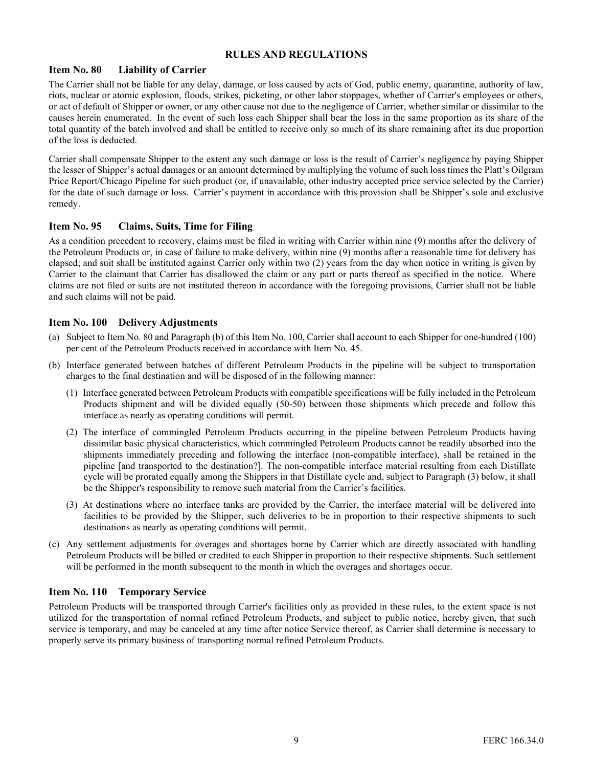## RULES AND REGULATIONS

### Item No. 80 Liability of Carrier

The Carrier shall not be liable for any delay, damage, or loss caused by acts of God, public enemy, quarantine, authority of law, riots, nuclear or atomic explosion, floods, strikes, picketing, or other labor stoppages, whether of Carrier's employees or others, or act of default of Shipper or owner, or any other cause not due to the negligence of Carrier, whether similar or dissimilar to the causes herein enumerated. In the event of such loss each Shipper shall bear the loss in the same proportion as its share of the total quantity of the batch involved and shall be entitled to receive only so much of its share remaining after its due proportion of the loss is deducted.

Carrier shall compensate Shipper to the extent any such damage or loss is the result of Carrier's negligence by paying Shipper the lesser of Shipper's actual damages or an amount determined by multiplying the volume of such loss times the Platt's Oilgram Price Report/Chicago Pipeline for such product (or, if unavailable, other industry accepted price service selected by the Carrier) for the date of such damage or loss. Carrier's payment in accordance with this provision shall be Shipper's sole and exclusive remedy.

### Item No. 95 Claims, Suits, Time for Filing

As a condition precedent to recovery, claims must be filed in writing with Carrier within nine (9) months after the delivery of the Petroleum Products or, in case of failure to make delivery, within nine (9) months after a reasonable time for delivery has elapsed; and suit shall be instituted against Carrier only within two (2) years from the day when notice in writing is given by Carrier to the claimant that Carrier has disallowed the claim or any part or parts thereof as specified in the notice. Where claims are not filed or suits are not instituted thereon in accordance with the foregoing provisions, Carrier shall not be liable and such claims will not be paid.

### Item No. 100 Delivery Adjustments

(a) Subject to Item No. 80 and Paragraph (b) of this Item No. 100, Carrier shall account to each Shipper for one-hundred (100) per cent of the Petroleum Products received in accordance with Item No. 45.

(b) Interface generated between batches of different Petroleum Products in the pipeline will be subject to transportation charges to the final destination and will be disposed of in the following manner:

(1) Interface generated between Petroleum Products with compatible specifications will be fully included in the Petroleum Products shipment and will be divided equally (50-50) between those shipments which precede and follow this interface as nearly as operating conditions will permit.

(2) The interface of commingled Petroleum Products occurring in the pipeline between Petroleum Products having dissimilar basic physical characteristics, which commingled Petroleum Products cannot be readily absorbed into the shipments immediately preceding and following the interface (non-compatible interface), shall be retained in the pipeline [and transported to the destination?]. The non-compatible interface material resulting from each Distillate cycle will be prorated equally among the Shippers in that Distillate cycle and, subject to Paragraph (3) below, it shall be the Shipper's responsibility to remove such material from the Carrier's facilities.

(3) At destinations where no interface tanks are provided by the Carrier, the interface material will be delivered into facilities to be provided by the Shipper, such deliveries to be in proportion to their respective shipments to such destinations as nearly as operating conditions will permit.

(c) Any settlement adjustments for overages and shortages borne by Carrier which are directly associated with handling Petroleum Products will be billed or credited to each Shipper in proportion to their respective shipments. Such settlement will be performed in the month subsequent to the month in which the overages and shortages occur.

### Item No. 110 Temporary Service

Petroleum Products will be transported through Carrier's facilities only as provided in these rules, to the extent space is not utilized for the transportation of normal refined Petroleum Products, and subject to public notice, hereby given, that such service is temporary, and may be canceled at any time after notice Service thereof, as Carrier shall determine is necessary to properly serve its primary business of transporting normal refined Petroleum Products.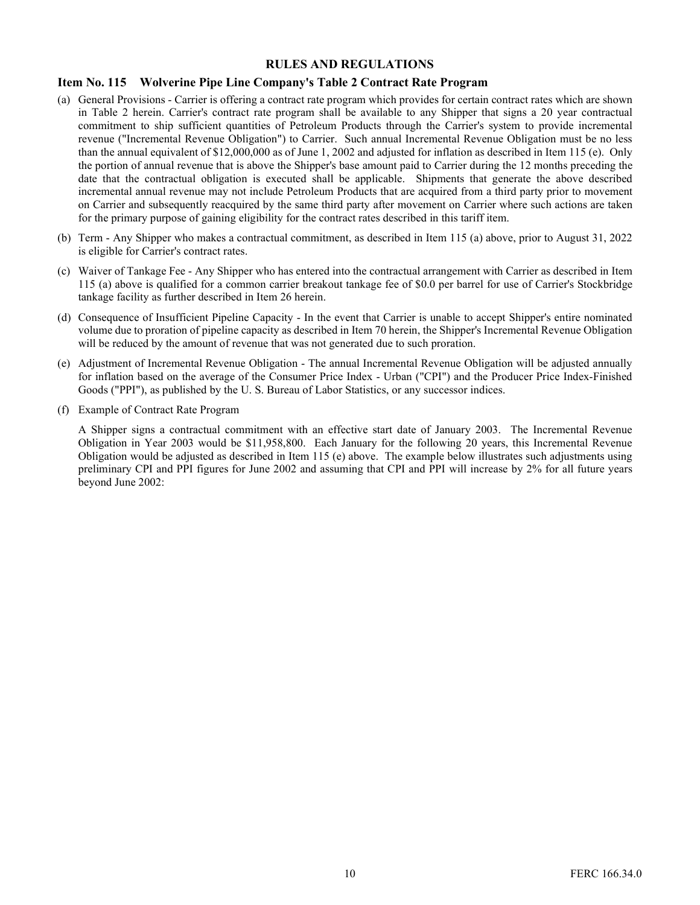## RULES AND REGULATIONS

### Item No. 115 Wolverine Pipe Line Company's Table 2 Contract Rate Program

(a) General Provisions - Carrier is offering a contract rate program which provides for certain contract rates which are shown in Table 2 herein. Carrier's contract rate program shall be available to any Shipper that signs a 20 year contractual commitment to ship sufficient quantities of Petroleum Products through the Carrier's system to provide incremental revenue ("Incremental Revenue Obligation") to Carrier. Such annual Incremental Revenue Obligation must be no less than the annual equivalent of $12,000,000 as of June 1, 2002 and adjusted for inflation as described in Item 115 (e). Only the portion of annual revenue that is above the Shipper's base amount paid to Carrier during the 12 months preceding the date that the contractual obligation is executed shall be applicable. Shipments that generate the above described incremental annual revenue may not include Petroleum Products that are acquired from a third party prior to movement on Carrier and subsequently reacquired by the same third party after movement on Carrier where such actions are taken for the primary purpose of gaining eligibility for the contract rates described in this tariff item.

(b) Term - Any Shipper who makes a contractual commitment, as described in Item 115 (a) above, prior to August 31, 2022 is eligible for Carrier's contract rates.

(c) Waiver of Tankage Fee - Any Shipper who has entered into the contractual arrangement with Carrier as described in Item 115 (a) above is qualified for a common carrier breakout tankage fee of $0.0 per barrel for use of Carrier's Stockbridge tankage facility as further described in Item 26 herein.

(d) Consequence of Insufficient Pipeline Capacity - In the event that Carrier is unable to accept Shipper's entire nominated volume due to proration of pipeline capacity as described in Item 70 herein, the Shipper's Incremental Revenue Obligation will be reduced by the amount of revenue that was not generated due to such proration.

(e) Adjustment of Incremental Revenue Obligation - The annual Incremental Revenue Obligation will be adjusted annually for inflation based on the average of the Consumer Price Index - Urban ("CPI") and the Producer Price Index-Finished Goods ("PPI"), as published by the U. S. Bureau of Labor Statistics, or any successor indices.

(f) Example of Contract Rate Program

A Shipper signs a contractual commitment with an effective start date of January 2003. The Incremental Revenue Obligation in Year 2003 would be $11,958,800. Each January for the following 20 years, this Incremental Revenue Obligation would be adjusted as described in Item 115 (e) above. The example below illustrates such adjustments using preliminary CPI and PPI figures for June 2002 and assuming that CPI and PPI will increase by 2% for all future years beyond June 2002: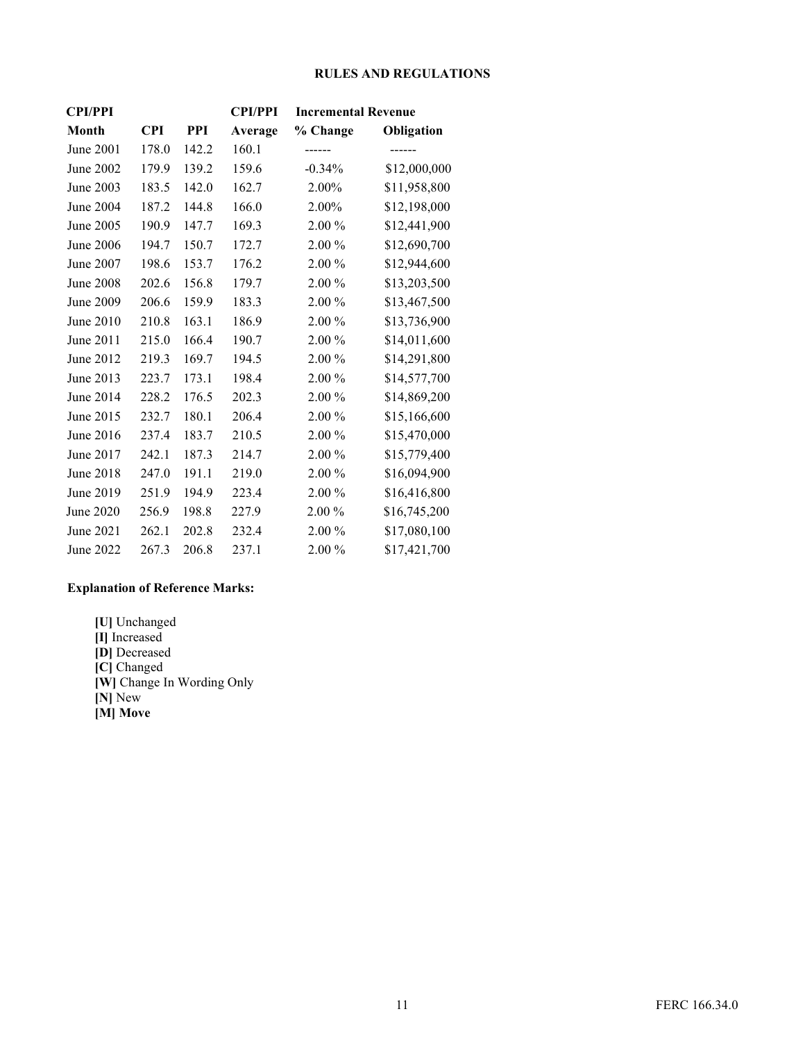## RULES AND REGULATIONS

| CPI/PPI Month | CPI | PPI | CPI/PPI Average | % Change | Incremental Revenue Obligation |
|---|---|---|---|---|---|
| June 2001 | 178.0 | 142.2 | 160.1 | ------ | ------ |
| June 2002 | 179.9 | 139.2 | 159.6 | -0.34% | $12,000,000 |
| June 2003 | 183.5 | 142.0 | 162.7 | 2.00% | $11,958,800 |
| June 2004 | 187.2 | 144.8 | 166.0 | 2.00% | $12,198,000 |
| June 2005 | 190.9 | 147.7 | 169.3 | 2.00 % | $12,441,900 |
| June 2006 | 194.7 | 150.7 | 172.7 | 2.00 % | $12,690,700 |
| June 2007 | 198.6 | 153.7 | 176.2 | 2.00 % | $12,944,600 |
| June 2008 | 202.6 | 156.8 | 179.7 | 2.00 % | $13,203,500 |
| June 2009 | 206.6 | 159.9 | 183.3 | 2.00 % | $13,467,500 |
| June 2010 | 210.8 | 163.1 | 186.9 | 2.00 % | $13,736,900 |
| June 2011 | 215.0 | 166.4 | 190.7 | 2.00 % | $14,011,600 |
| June 2012 | 219.3 | 169.7 | 194.5 | 2.00 % | $14,291,800 |
| June 2013 | 223.7 | 173.1 | 198.4 | 2.00 % | $14,577,700 |
| June 2014 | 228.2 | 176.5 | 202.3 | 2.00 % | $14,869,200 |
| June 2015 | 232.7 | 180.1 | 206.4 | 2.00 % | $15,166,600 |
| June 2016 | 237.4 | 183.7 | 210.5 | 2.00 % | $15,470,000 |
| June 2017 | 242.1 | 187.3 | 214.7 | 2.00 % | $15,779,400 |
| June 2018 | 247.0 | 191.1 | 219.0 | 2.00 % | $16,094,900 |
| June 2019 | 251.9 | 194.9 | 223.4 | 2.00 % | $16,416,800 |
| June 2020 | 256.9 | 198.8 | 227.9 | 2.00 % | $16,745,200 |
| June 2021 | 262.1 | 202.8 | 232.4 | 2.00 % | $17,080,100 |
| June 2022 | 267.3 | 206.8 | 237.1 | 2.00 % | $17,421,700 |

**Explanation of Reference Marks:**

**[U]** Unchanged
**[I]** Increased
**[D]** Decreased
**[C]** Changed
**[W]** Change In Wording Only
**[N]** New
**[M] Move**